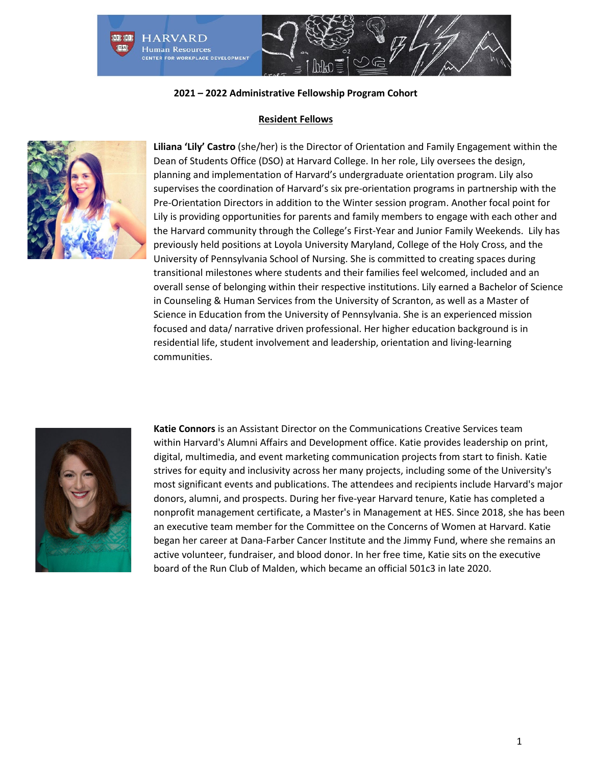**2021 – 2022 Administrative Fellowship Program Cohort**

## Resident Fellows

**Liliana 'Lily' Castro** (she/her) is the Director of Orientation and Family Engagement within the Dean of Students Office (DSO) at Harvard College. In her role, Lily oversees the design, planning and implementation of Harvard's undergraduate orientation program. Lily also supervises the coordination of Harvard's six pre-orientation programs in partnership with the Pre-Orientation Directors in addition to the Winter session program. Another focal point for Lily is providing opportunities for parents and family members to engage with each other and the Harvard community through the College's First-Year and Junior Family Weekends. Lily has previously held positions at Loyola University Maryland, College of the Holy Cross, and the University of Pennsylvania School of Nursing. She is committed to creating spaces during transitional milestones where students and their families feel welcomed, included and an overall sense of belonging within their respective institutions. Lily earned a Bachelor of Science in Counseling & Human Services from the University of Scranton, as well as a Master of Science in Education from the University of Pennsylvania. She is an experienced mission focused and data/ narrative driven professional. Her higher education background is in residential life, student involvement and leadership, orientation and living-learning communities.

**Katie Connors** is an Assistant Director on the Communications Creative Services team within Harvard's Alumni Affairs and Development office. Katie provides leadership on print, digital, multimedia, and event marketing communication projects from start to finish. Katie strives for equity and inclusivity across her many projects, including some of the University's most significant events and publications. The attendees and recipients include Harvard's major donors, alumni, and prospects. During her five-year Harvard tenure, Katie has completed a nonprofit management certificate, a Master's in Management at HES. Since 2018, she has been an executive team member for the Committee on the Concerns of Women at Harvard. Katie began her career at Dana-Farber Cancer Institute and the Jimmy Fund, where she remains an active volunteer, fundraiser, and blood donor. In her free time, Katie sits on the executive board of the Run Club of Malden, which became an official 501c3 in late 2020.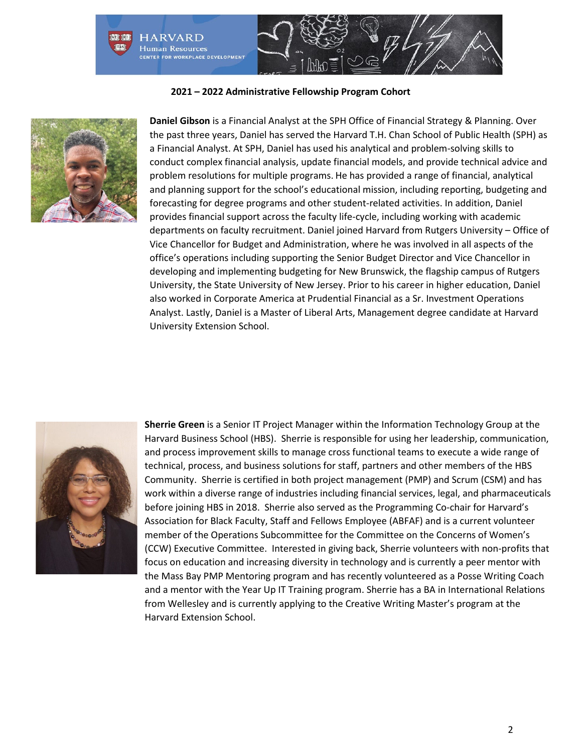**2021 – 2022 Administrative Fellowship Program Cohort**

**Daniel Gibson** is a Financial Analyst at the SPH Office of Financial Strategy & Planning. Over the past three years, Daniel has served the Harvard T.H. Chan School of Public Health (SPH) as a Financial Analyst. At SPH, Daniel has used his analytical and problem-solving skills to conduct complex financial analysis, update financial models, and provide technical advice and problem resolutions for multiple programs. He has provided a range of financial, analytical and planning support for the school's educational mission, including reporting, budgeting and forecasting for degree programs and other student-related activities. In addition, Daniel provides financial support across the faculty life-cycle, including working with academic departments on faculty recruitment. Daniel joined Harvard from Rutgers University – Office of Vice Chancellor for Budget and Administration, where he was involved in all aspects of the office's operations including supporting the Senior Budget Director and Vice Chancellor in developing and implementing budgeting for New Brunswick, the flagship campus of Rutgers University, the State University of New Jersey. Prior to his career in higher education, Daniel also worked in Corporate America at Prudential Financial as a Sr. Investment Operations Analyst. Lastly, Daniel is a Master of Liberal Arts, Management degree candidate at Harvard University Extension School.

**Sherrie Green** is a Senior IT Project Manager within the Information Technology Group at the Harvard Business School (HBS). Sherrie is responsible for using her leadership, communication, and process improvement skills to manage cross functional teams to execute a wide range of technical, process, and business solutions for staff, partners and other members of the HBS Community. Sherrie is certified in both project management (PMP) and Scrum (CSM) and has work within a diverse range of industries including financial services, legal, and pharmaceuticals before joining HBS in 2018. Sherrie also served as the Programming Co-chair for Harvard's Association for Black Faculty, Staff and Fellows Employee (ABFAF) and is a current volunteer member of the Operations Subcommittee for the Committee on the Concerns of Women's (CCW) Executive Committee. Interested in giving back, Sherrie volunteers with non-profits that focus on education and increasing diversity in technology and is currently a peer mentor with the Mass Bay PMP Mentoring program and has recently volunteered as a Posse Writing Coach and a mentor with the Year Up IT Training program. Sherrie has a BA in International Relations from Wellesley and is currently applying to the Creative Writing Master's program at the Harvard Extension School.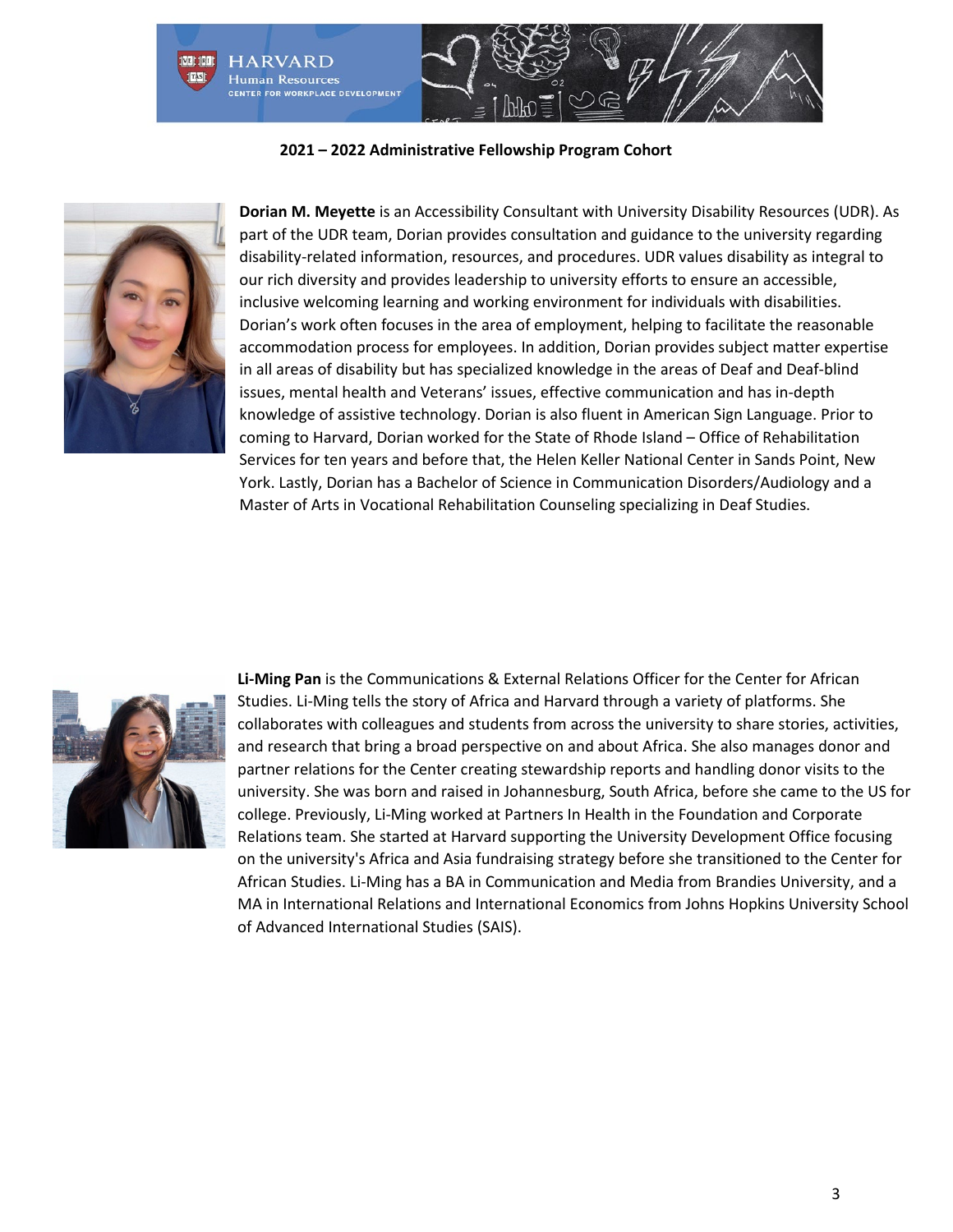**2021 – 2022 Administrative Fellowship Program Cohort**

**Dorian M. Meyette** is an Accessibility Consultant with University Disability Resources (UDR). As part of the UDR team, Dorian provides consultation and guidance to the university regarding disability-related information, resources, and procedures. UDR values disability as integral to our rich diversity and provides leadership to university efforts to ensure an accessible, inclusive welcoming learning and working environment for individuals with disabilities. Dorian's work often focuses in the area of employment, helping to facilitate the reasonable accommodation process for employees. In addition, Dorian provides subject matter expertise in all areas of disability but has specialized knowledge in the areas of Deaf and Deaf-blind issues, mental health and Veterans' issues, effective communication and has in-depth knowledge of assistive technology. Dorian is also fluent in American Sign Language. Prior to coming to Harvard, Dorian worked for the State of Rhode Island – Office of Rehabilitation Services for ten years and before that, the Helen Keller National Center in Sands Point, New York. Lastly, Dorian has a Bachelor of Science in Communication Disorders/Audiology and a Master of Arts in Vocational Rehabilitation Counseling specializing in Deaf Studies.

**Li-Ming Pan** is the Communications & External Relations Officer for the Center for African Studies. Li-Ming tells the story of Africa and Harvard through a variety of platforms. She collaborates with colleagues and students from across the university to share stories, activities, and research that bring a broad perspective on and about Africa. She also manages donor and partner relations for the Center creating stewardship reports and handling donor visits to the university. She was born and raised in Johannesburg, South Africa, before she came to the US for college. Previously, Li-Ming worked at Partners In Health in the Foundation and Corporate Relations team. She started at Harvard supporting the University Development Office focusing on the university's Africa and Asia fundraising strategy before she transitioned to the Center for African Studies. Li-Ming has a BA in Communication and Media from Brandies University, and a MA in International Relations and International Economics from Johns Hopkins University School of Advanced International Studies (SAIS).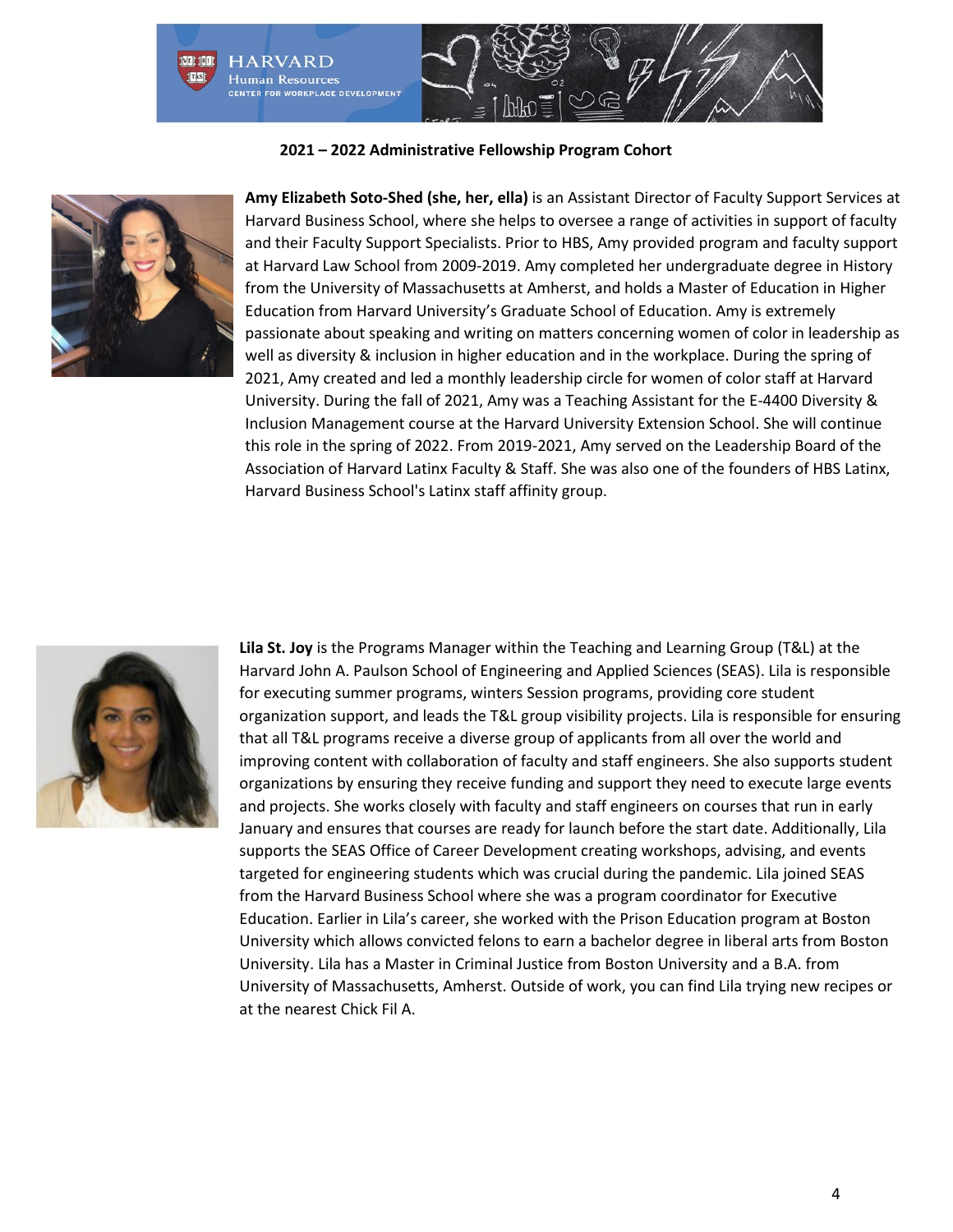**2021 – 2022 Administrative Fellowship Program Cohort**

**Amy Elizabeth Soto-Shed (she, her, ella)** is an Assistant Director of Faculty Support Services at Harvard Business School, where she helps to oversee a range of activities in support of faculty and their Faculty Support Specialists. Prior to HBS, Amy provided program and faculty support at Harvard Law School from 2009-2019. Amy completed her undergraduate degree in History from the University of Massachusetts at Amherst, and holds a Master of Education in Higher Education from Harvard University's Graduate School of Education. Amy is extremely passionate about speaking and writing on matters concerning women of color in leadership as well as diversity & inclusion in higher education and in the workplace. During the spring of 2021, Amy created and led a monthly leadership circle for women of color staff at Harvard University. During the fall of 2021, Amy was a Teaching Assistant for the E-4400 Diversity & Inclusion Management course at the Harvard University Extension School. She will continue this role in the spring of 2022. From 2019-2021, Amy served on the Leadership Board of the Association of Harvard Latinx Faculty & Staff. She was also one of the founders of HBS Latinx, Harvard Business School's Latinx staff affinity group.

**Lila St. Joy** is the Programs Manager within the Teaching and Learning Group (T&L) at the Harvard John A. Paulson School of Engineering and Applied Sciences (SEAS). Lila is responsible for executing summer programs, winters Session programs, providing core student organization support, and leads the T&L group visibility projects. Lila is responsible for ensuring that all T&L programs receive a diverse group of applicants from all over the world and improving content with collaboration of faculty and staff engineers. She also supports student organizations by ensuring they receive funding and support they need to execute large events and projects. She works closely with faculty and staff engineers on courses that run in early January and ensures that courses are ready for launch before the start date. Additionally, Lila supports the SEAS Office of Career Development creating workshops, advising, and events targeted for engineering students which was crucial during the pandemic. Lila joined SEAS from the Harvard Business School where she was a program coordinator for Executive Education. Earlier in Lila's career, she worked with the Prison Education program at Boston University which allows convicted felons to earn a bachelor degree in liberal arts from Boston University. Lila has a Master in Criminal Justice from Boston University and a B.A. from University of Massachusetts, Amherst. Outside of work, you can find Lila trying new recipes or at the nearest Chick Fil A.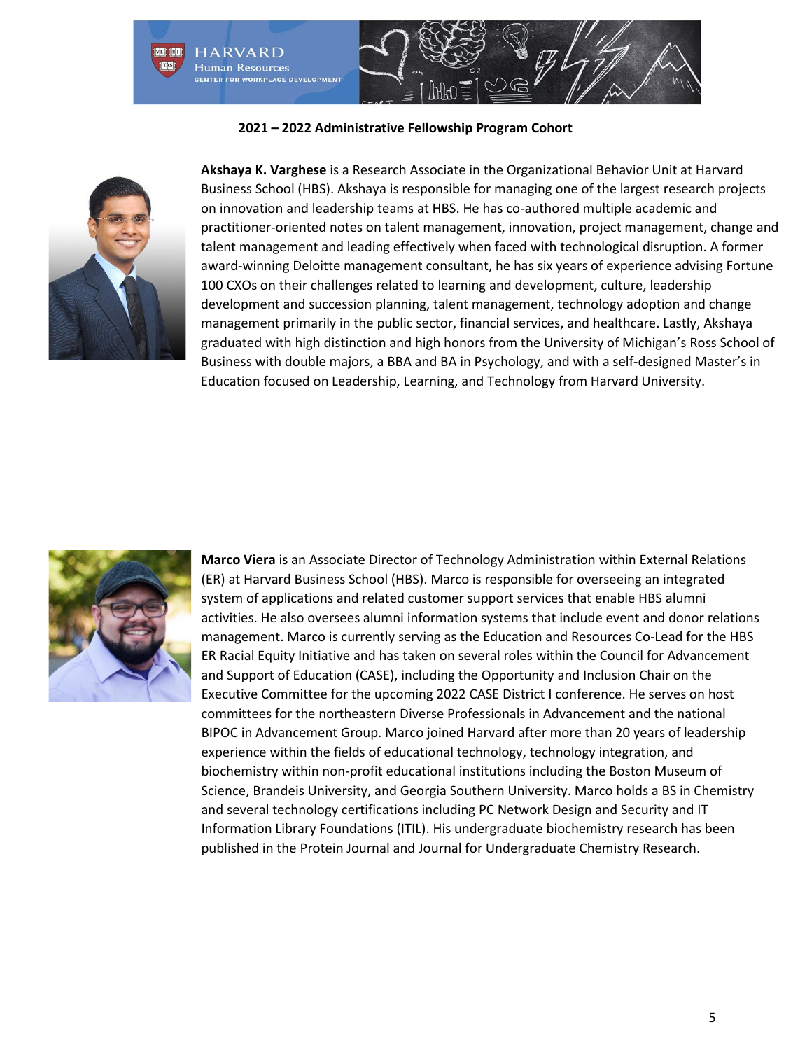## 2021 – 2022 Administrative Fellowship Program Cohort

**Akshaya K. Varghese** is a Research Associate in the Organizational Behavior Unit at Harvard Business School (HBS). Akshaya is responsible for managing one of the largest research projects on innovation and leadership teams at HBS. He has co-authored multiple academic and practitioner-oriented notes on talent management, innovation, project management, change and talent management and leading effectively when faced with technological disruption. A former award-winning Deloitte management consultant, he has six years of experience advising Fortune 100 CXOs on their challenges related to learning and development, culture, leadership development and succession planning, talent management, technology adoption and change management primarily in the public sector, financial services, and healthcare. Lastly, Akshaya graduated with high distinction and high honors from the University of Michigan's Ross School of Business with double majors, a BBA and BA in Psychology, and with a self-designed Master's in Education focused on Leadership, Learning, and Technology from Harvard University.

**Marco Viera** is an Associate Director of Technology Administration within External Relations (ER) at Harvard Business School (HBS). Marco is responsible for overseeing an integrated system of applications and related customer support services that enable HBS alumni activities. He also oversees alumni information systems that include event and donor relations management. Marco is currently serving as the Education and Resources Co-Lead for the HBS ER Racial Equity Initiative and has taken on several roles within the Council for Advancement and Support of Education (CASE), including the Opportunity and Inclusion Chair on the Executive Committee for the upcoming 2022 CASE District I conference. He serves on host committees for the northeastern Diverse Professionals in Advancement and the national BIPOC in Advancement Group. Marco joined Harvard after more than 20 years of leadership experience within the fields of educational technology, technology integration, and biochemistry within non-profit educational institutions including the Boston Museum of Science, Brandeis University, and Georgia Southern University. Marco holds a BS in Chemistry and several technology certifications including PC Network Design and Security and IT Information Library Foundations (ITIL). His undergraduate biochemistry research has been published in the Protein Journal and Journal for Undergraduate Chemistry Research.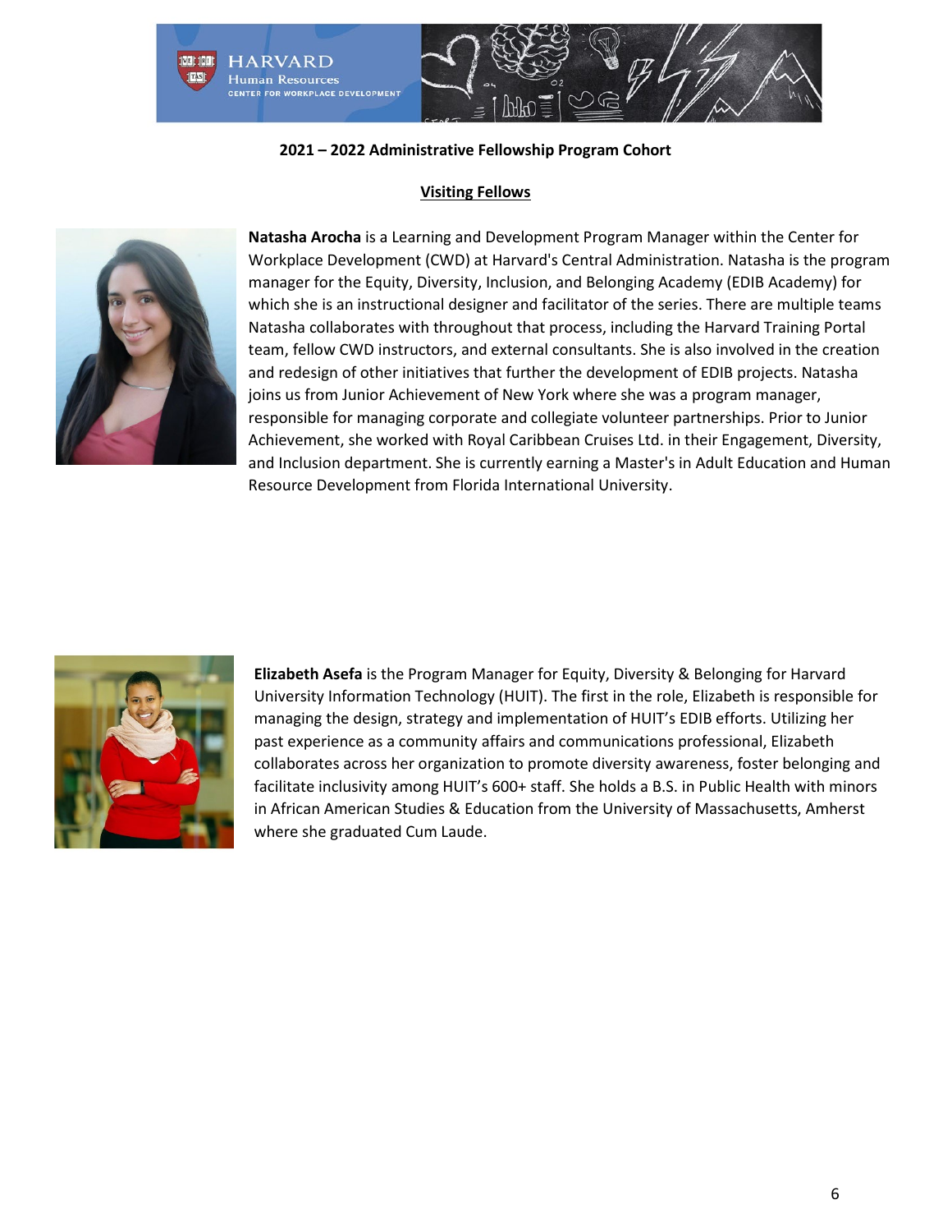**2021 – 2022 Administrative Fellowship Program Cohort**

**Visiting Fellows**

**Natasha Arocha** is a Learning and Development Program Manager within the Center for Workplace Development (CWD) at Harvard's Central Administration. Natasha is the program manager for the Equity, Diversity, Inclusion, and Belonging Academy (EDIB Academy) for which she is an instructional designer and facilitator of the series. There are multiple teams Natasha collaborates with throughout that process, including the Harvard Training Portal team, fellow CWD instructors, and external consultants. She is also involved in the creation and redesign of other initiatives that further the development of EDIB projects. Natasha joins us from Junior Achievement of New York where she was a program manager, responsible for managing corporate and collegiate volunteer partnerships. Prior to Junior Achievement, she worked with Royal Caribbean Cruises Ltd. in their Engagement, Diversity, and Inclusion department. She is currently earning a Master's in Adult Education and Human Resource Development from Florida International University.

**Elizabeth Asefa** is the Program Manager for Equity, Diversity & Belonging for Harvard University Information Technology (HUIT). The first in the role, Elizabeth is responsible for managing the design, strategy and implementation of HUIT's EDIB efforts. Utilizing her past experience as a community affairs and communications professional, Elizabeth collaborates across her organization to promote diversity awareness, foster belonging and facilitate inclusivity among HUIT's 600+ staff. She holds a B.S. in Public Health with minors in African American Studies & Education from the University of Massachusetts, Amherst where she graduated Cum Laude.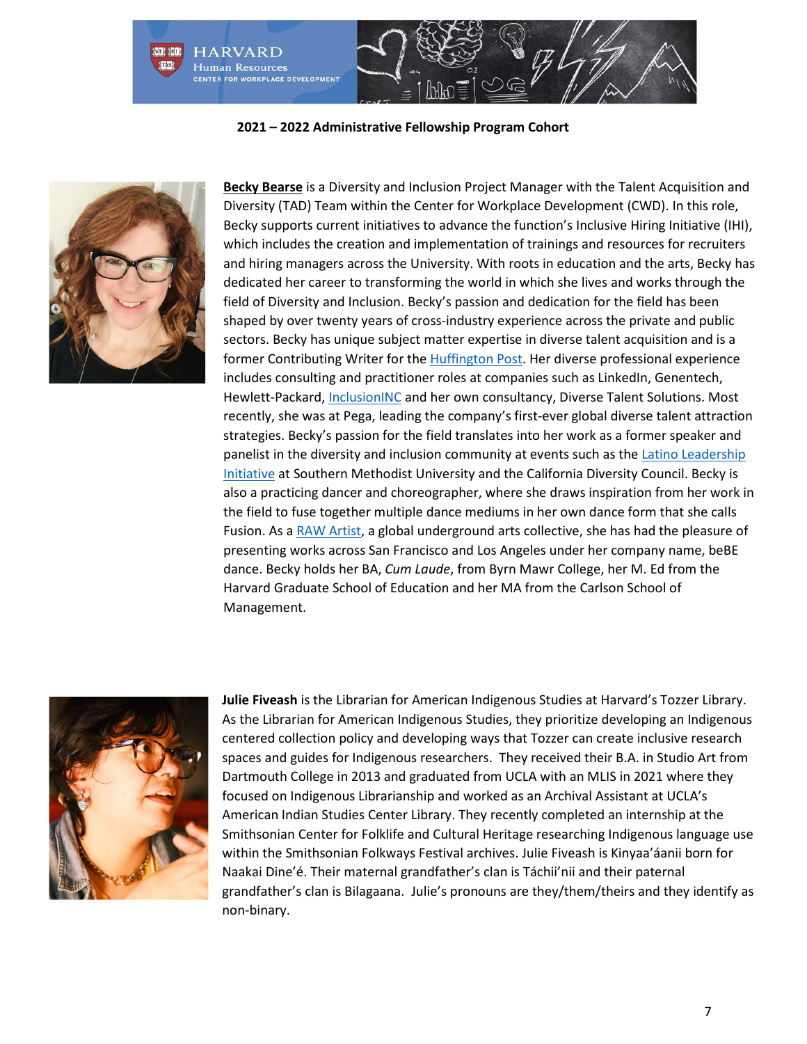**2021 – 2022 Administrative Fellowship Program Cohort**

**Becky Bearse** is a Diversity and Inclusion Project Manager with the Talent Acquisition and Diversity (TAD) Team within the Center for Workplace Development (CWD). In this role, Becky supports current initiatives to advance the function's Inclusive Hiring Initiative (IHI), which includes the creation and implementation of trainings and resources for recruiters and hiring managers across the University. With roots in education and the arts, Becky has dedicated her career to transforming the world in which she lives and works through the field of Diversity and Inclusion. Becky's passion and dedication for the field has been shaped by over twenty years of cross-industry experience across the private and public sectors. Becky has unique subject matter expertise in diverse talent acquisition and is a former Contributing Writer for the Huffington Post. Her diverse professional experience includes consulting and practitioner roles at companies such as LinkedIn, Genentech, Hewlett-Packard, InclusionINC and her own consultancy, Diverse Talent Solutions. Most recently, she was at Pega, leading the company's first-ever global diverse talent attraction strategies. Becky's passion for the field translates into her work as a former speaker and panelist in the diversity and inclusion community at events such as the Latino Leadership Initiative at Southern Methodist University and the California Diversity Council. Becky is also a practicing dancer and choreographer, where she draws inspiration from her work in the field to fuse together multiple dance mediums in her own dance form that she calls Fusion. As a RAW Artist, a global underground arts collective, she has had the pleasure of presenting works across San Francisco and Los Angeles under her company name, beBE dance. Becky holds her BA, *Cum Laude*, from Byrn Mawr College, her M. Ed from the Harvard Graduate School of Education and her MA from the Carlson School of Management.

**Julie Fiveash** is the Librarian for American Indigenous Studies at Harvard's Tozzer Library. As the Librarian for American Indigenous Studies, they prioritize developing an Indigenous centered collection policy and developing ways that Tozzer can create inclusive research spaces and guides for Indigenous researchers. They received their B.A. in Studio Art from Dartmouth College in 2013 and graduated from UCLA with an MLIS in 2021 where they focused on Indigenous Librarianship and worked as an Archival Assistant at UCLA's American Indian Studies Center Library. They recently completed an internship at the Smithsonian Center for Folklife and Cultural Heritage researching Indigenous language use within the Smithsonian Folkways Festival archives. Julie Fiveash is Kinyaa'áanii born for Naakai Diné'é. Their maternal grandfather's clan is Táchii'nii and their paternal grandfather's clan is Bilagaana. Julie's pronouns are they/them/theirs and they identify as non-binary.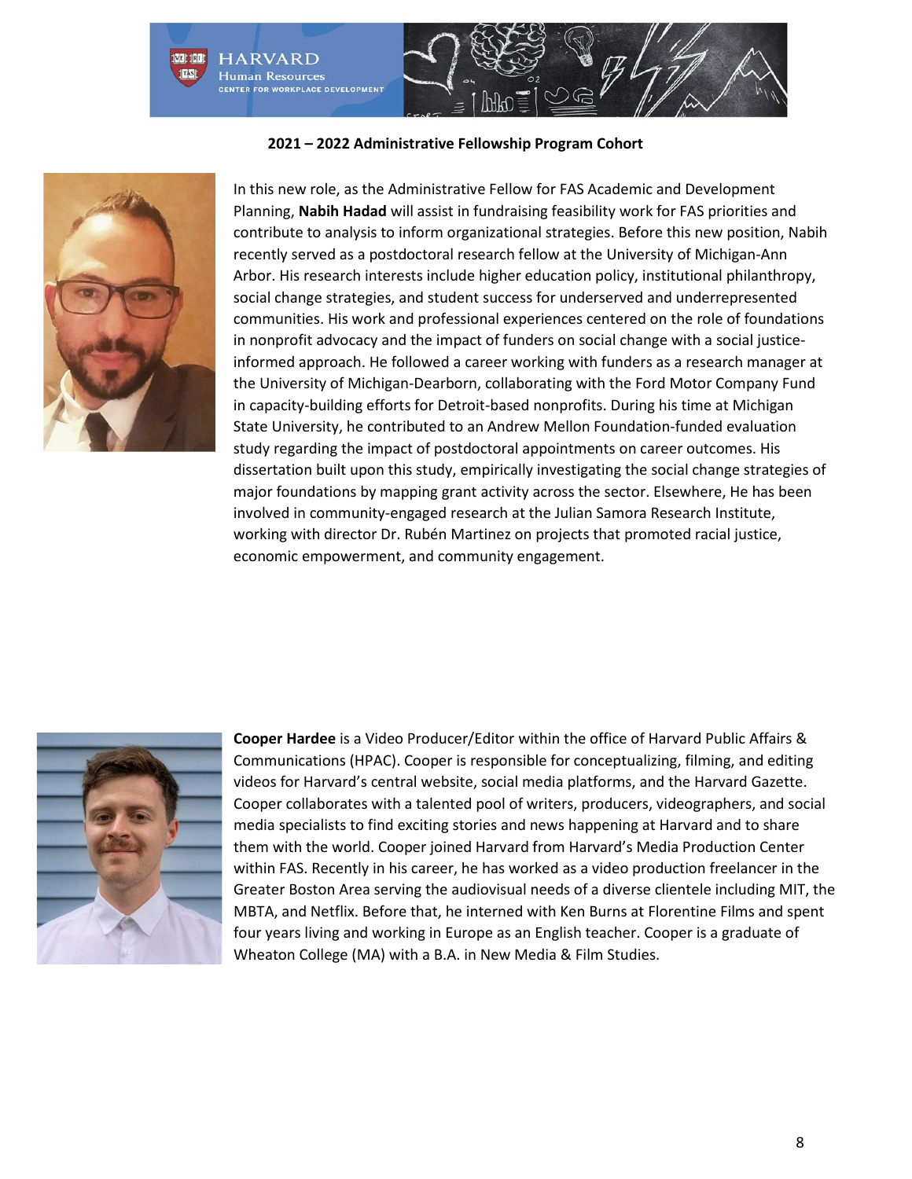**2021 – 2022 Administrative Fellowship Program Cohort**

In this new role, as the Administrative Fellow for FAS Academic and Development Planning, **Nabih Hadad** will assist in fundraising feasibility work for FAS priorities and contribute to analysis to inform organizational strategies. Before this new position, Nabih recently served as a postdoctoral research fellow at the University of Michigan-Ann Arbor. His research interests include higher education policy, institutional philanthropy, social change strategies, and student success for underserved and underrepresented communities. His work and professional experiences centered on the role of foundations in nonprofit advocacy and the impact of funders on social change with a social justice-informed approach. He followed a career working with funders as a research manager at the University of Michigan-Dearborn, collaborating with the Ford Motor Company Fund in capacity-building efforts for Detroit-based nonprofits. During his time at Michigan State University, he contributed to an Andrew Mellon Foundation-funded evaluation study regarding the impact of postdoctoral appointments on career outcomes. His dissertation built upon this study, empirically investigating the social change strategies of major foundations by mapping grant activity across the sector. Elsewhere, He has been involved in community-engaged research at the Julian Samora Research Institute, working with director Dr. Rubén Martinez on projects that promoted racial justice, economic empowerment, and community engagement.

**Cooper Hardee** is a Video Producer/Editor within the office of Harvard Public Affairs & Communications (HPAC). Cooper is responsible for conceptualizing, filming, and editing videos for Harvard's central website, social media platforms, and the Harvard Gazette. Cooper collaborates with a talented pool of writers, producers, videographers, and social media specialists to find exciting stories and news happening at Harvard and to share them with the world. Cooper joined Harvard from Harvard's Media Production Center within FAS. Recently in his career, he has worked as a video production freelancer in the Greater Boston Area serving the audiovisual needs of a diverse clientele including MIT, the MBTA, and Netflix. Before that, he interned with Ken Burns at Florentine Films and spent four years living and working in Europe as an English teacher. Cooper is a graduate of Wheaton College (MA) with a B.A. in New Media & Film Studies.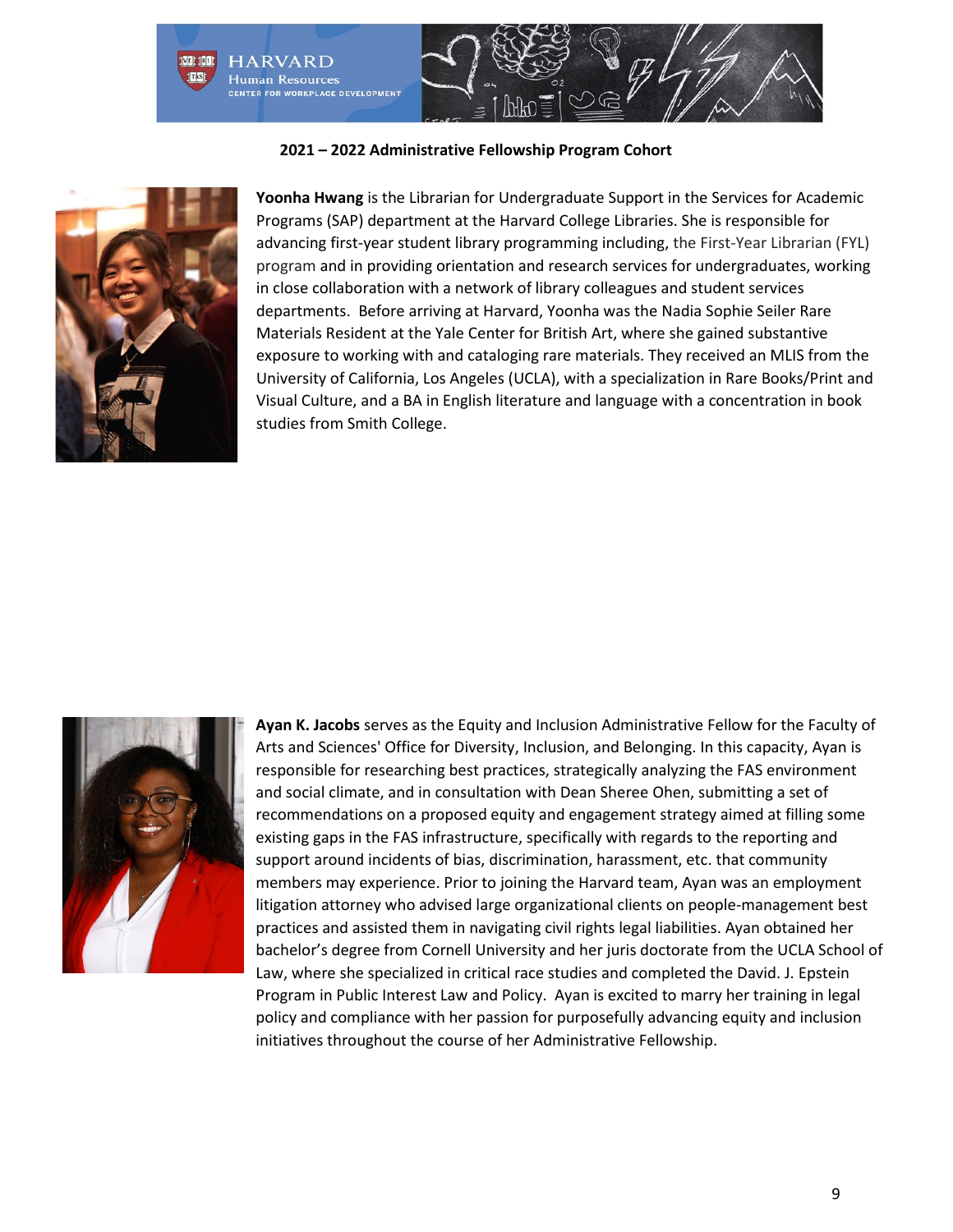**2021 – 2022 Administrative Fellowship Program Cohort**

**Yoonha Hwang** is the Librarian for Undergraduate Support in the Services for Academic Programs (SAP) department at the Harvard College Libraries. She is responsible for advancing first-year student library programming including, the First-Year Librarian (FYL) program and in providing orientation and research services for undergraduates, working in close collaboration with a network of library colleagues and student services departments. Before arriving at Harvard, Yoonha was the Nadia Sophie Seiler Rare Materials Resident at the Yale Center for British Art, where she gained substantive exposure to working with and cataloging rare materials. They received an MLIS from the University of California, Los Angeles (UCLA), with a specialization in Rare Books/Print and Visual Culture, and a BA in English literature and language with a concentration in book studies from Smith College.

**Ayan K. Jacobs** serves as the Equity and Inclusion Administrative Fellow for the Faculty of Arts and Sciences' Office for Diversity, Inclusion, and Belonging. In this capacity, Ayan is responsible for researching best practices, strategically analyzing the FAS environment and social climate, and in consultation with Dean Sheree Ohen, submitting a set of recommendations on a proposed equity and engagement strategy aimed at filling some existing gaps in the FAS infrastructure, specifically with regards to the reporting and support around incidents of bias, discrimination, harassment, etc. that community members may experience. Prior to joining the Harvard team, Ayan was an employment litigation attorney who advised large organizational clients on people-management best practices and assisted them in navigating civil rights legal liabilities. Ayan obtained her bachelor's degree from Cornell University and her juris doctorate from the UCLA School of Law, where she specialized in critical race studies and completed the David. J. Epstein Program in Public Interest Law and Policy. Ayan is excited to marry her training in legal policy and compliance with her passion for purposefully advancing equity and inclusion initiatives throughout the course of her Administrative Fellowship.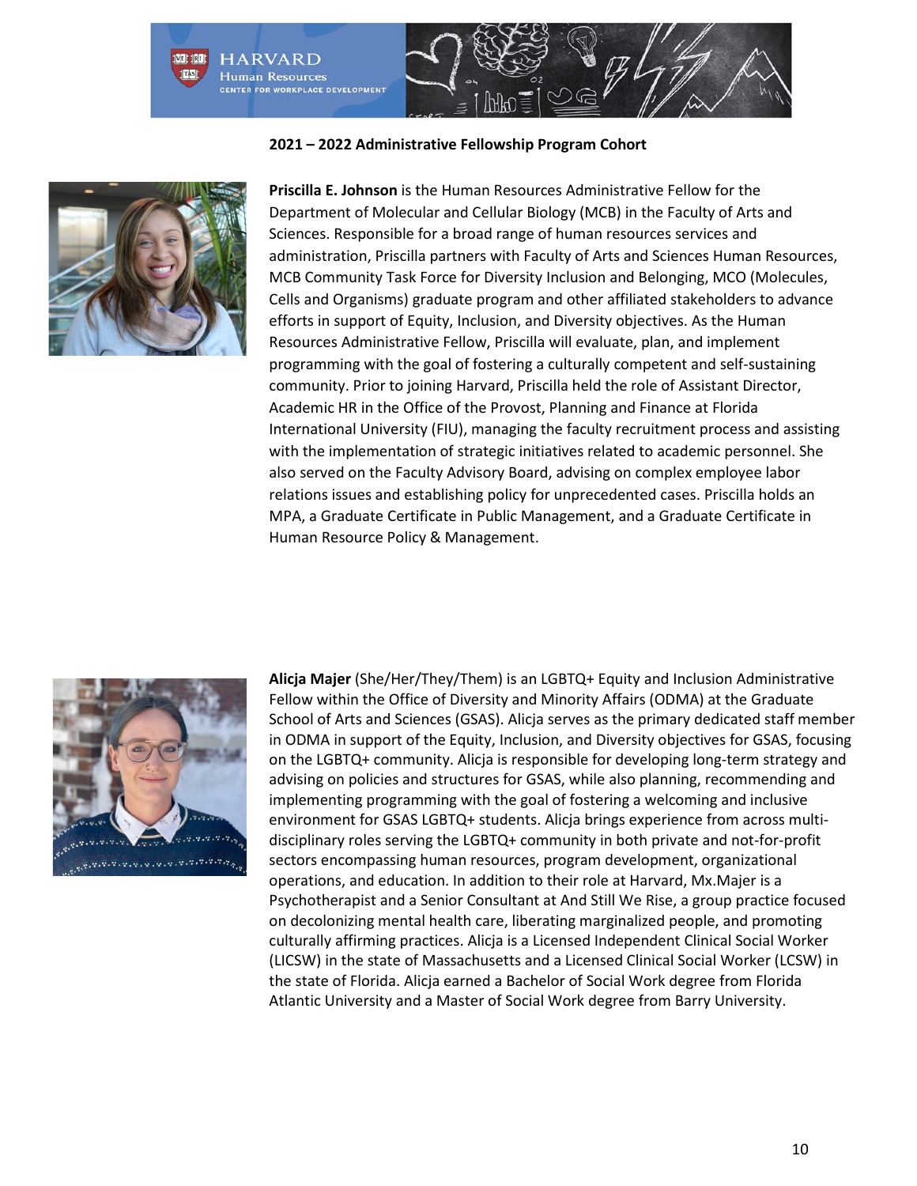**2021 – 2022 Administrative Fellowship Program Cohort**

**Priscilla E. Johnson** is the Human Resources Administrative Fellow for the Department of Molecular and Cellular Biology (MCB) in the Faculty of Arts and Sciences. Responsible for a broad range of human resources services and administration, Priscilla partners with Faculty of Arts and Sciences Human Resources, MCB Community Task Force for Diversity Inclusion and Belonging, MCO (Molecules, Cells and Organisms) graduate program and other affiliated stakeholders to advance efforts in support of Equity, Inclusion, and Diversity objectives. As the Human Resources Administrative Fellow, Priscilla will evaluate, plan, and implement programming with the goal of fostering a culturally competent and self-sustaining community. Prior to joining Harvard, Priscilla held the role of Assistant Director, Academic HR in the Office of the Provost, Planning and Finance at Florida International University (FIU), managing the faculty recruitment process and assisting with the implementation of strategic initiatives related to academic personnel. She also served on the Faculty Advisory Board, advising on complex employee labor relations issues and establishing policy for unprecedented cases. Priscilla holds an MPA, a Graduate Certificate in Public Management, and a Graduate Certificate in Human Resource Policy & Management.

**Alicja Majer** (She/Her/They/Them) is an LGBTQ+ Equity and Inclusion Administrative Fellow within the Office of Diversity and Minority Affairs (ODMA) at the Graduate School of Arts and Sciences (GSAS). Alicja serves as the primary dedicated staff member in ODMA in support of the Equity, Inclusion, and Diversity objectives for GSAS, focusing on the LGBTQ+ community. Alicja is responsible for developing long-term strategy and advising on policies and structures for GSAS, while also planning, recommending and implementing programming with the goal of fostering a welcoming and inclusive environment for GSAS LGBTQ+ students. Alicja brings experience from across multi-disciplinary roles serving the LGBTQ+ community in both private and not-for-profit sectors encompassing human resources, program development, organizational operations, and education. In addition to their role at Harvard, Mx.Majer is a Psychotherapist and a Senior Consultant at And Still We Rise, a group practice focused on decolonizing mental health care, liberating marginalized people, and promoting culturally affirming practices. Alicja is a Licensed Independent Clinical Social Worker (LICSW) in the state of Massachusetts and a Licensed Clinical Social Worker (LCSW) in the state of Florida. Alicja earned a Bachelor of Social Work degree from Florida Atlantic University and a Master of Social Work degree from Barry University.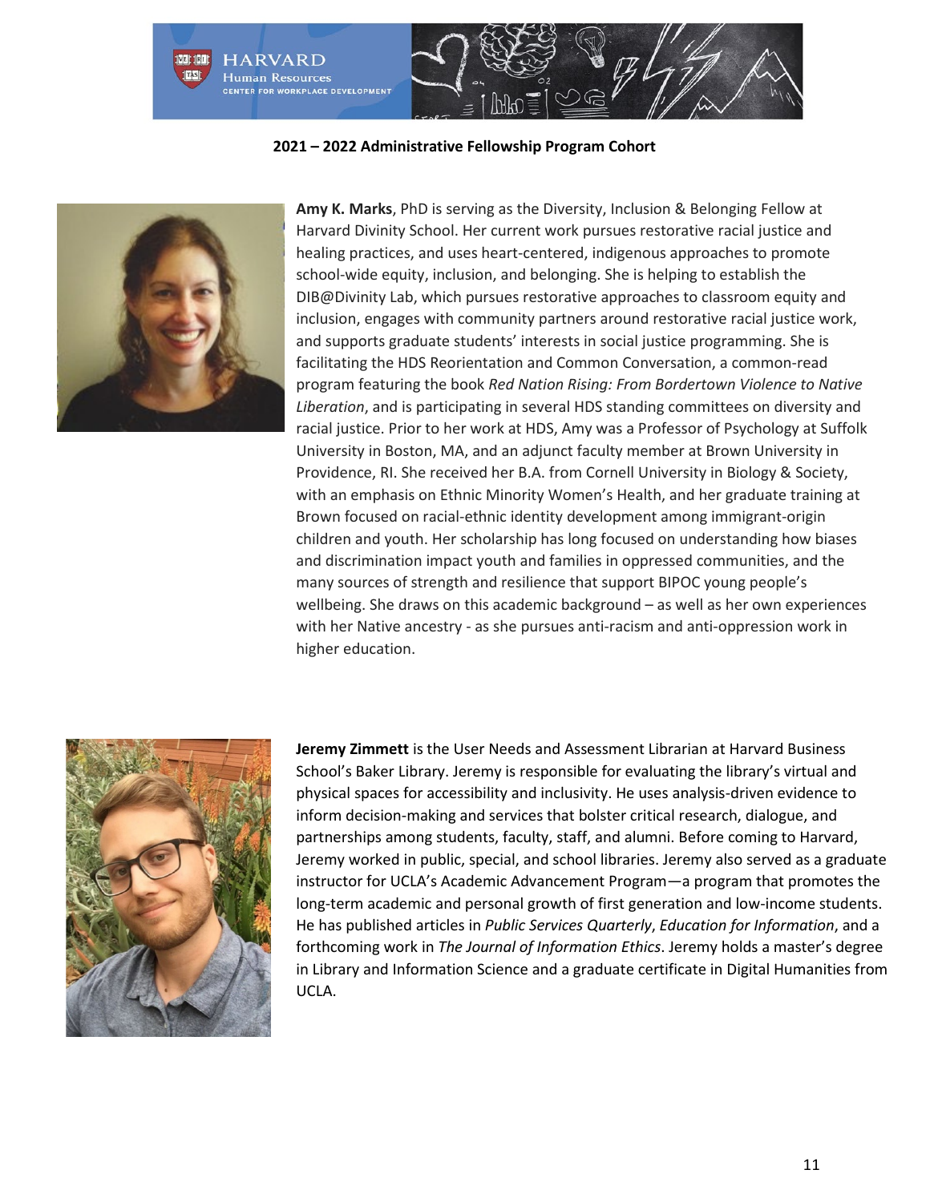**2021 – 2022 Administrative Fellowship Program Cohort**

**Amy K. Marks**, PhD is serving as the Diversity, Inclusion & Belonging Fellow at Harvard Divinity School. Her current work pursues restorative racial justice and healing practices, and uses heart-centered, indigenous approaches to promote school-wide equity, inclusion, and belonging. She is helping to establish the DIB@Divinity Lab, which pursues restorative approaches to classroom equity and inclusion, engages with community partners around restorative racial justice work, and supports graduate students' interests in social justice programming. She is facilitating the HDS Reorientation and Common Conversation, a common-read program featuring the book *Red Nation Rising: From Bordertown Violence to Native Liberation*, and is participating in several HDS standing committees on diversity and racial justice. Prior to her work at HDS, Amy was a Professor of Psychology at Suffolk University in Boston, MA, and an adjunct faculty member at Brown University in Providence, RI. She received her B.A. from Cornell University in Biology & Society, with an emphasis on Ethnic Minority Women's Health, and her graduate training at Brown focused on racial-ethnic identity development among immigrant-origin children and youth. Her scholarship has long focused on understanding how biases and discrimination impact youth and families in oppressed communities, and the many sources of strength and resilience that support BIPOC young people's wellbeing. She draws on this academic background – as well as her own experiences with her Native ancestry - as she pursues anti-racism and anti-oppression work in higher education.

**Jeremy Zimmett** is the User Needs and Assessment Librarian at Harvard Business School's Baker Library. Jeremy is responsible for evaluating the library's virtual and physical spaces for accessibility and inclusivity. He uses analysis-driven evidence to inform decision-making and services that bolster critical research, dialogue, and partnerships among students, faculty, staff, and alumni. Before coming to Harvard, Jeremy worked in public, special, and school libraries. Jeremy also served as a graduate instructor for UCLA's Academic Advancement Program—a program that promotes the long-term academic and personal growth of first generation and low-income students. He has published articles in *Public Services Quarterly*, *Education for Information*, and a forthcoming work in *The Journal of Information Ethics*. Jeremy holds a master's degree in Library and Information Science and a graduate certificate in Digital Humanities from UCLA.